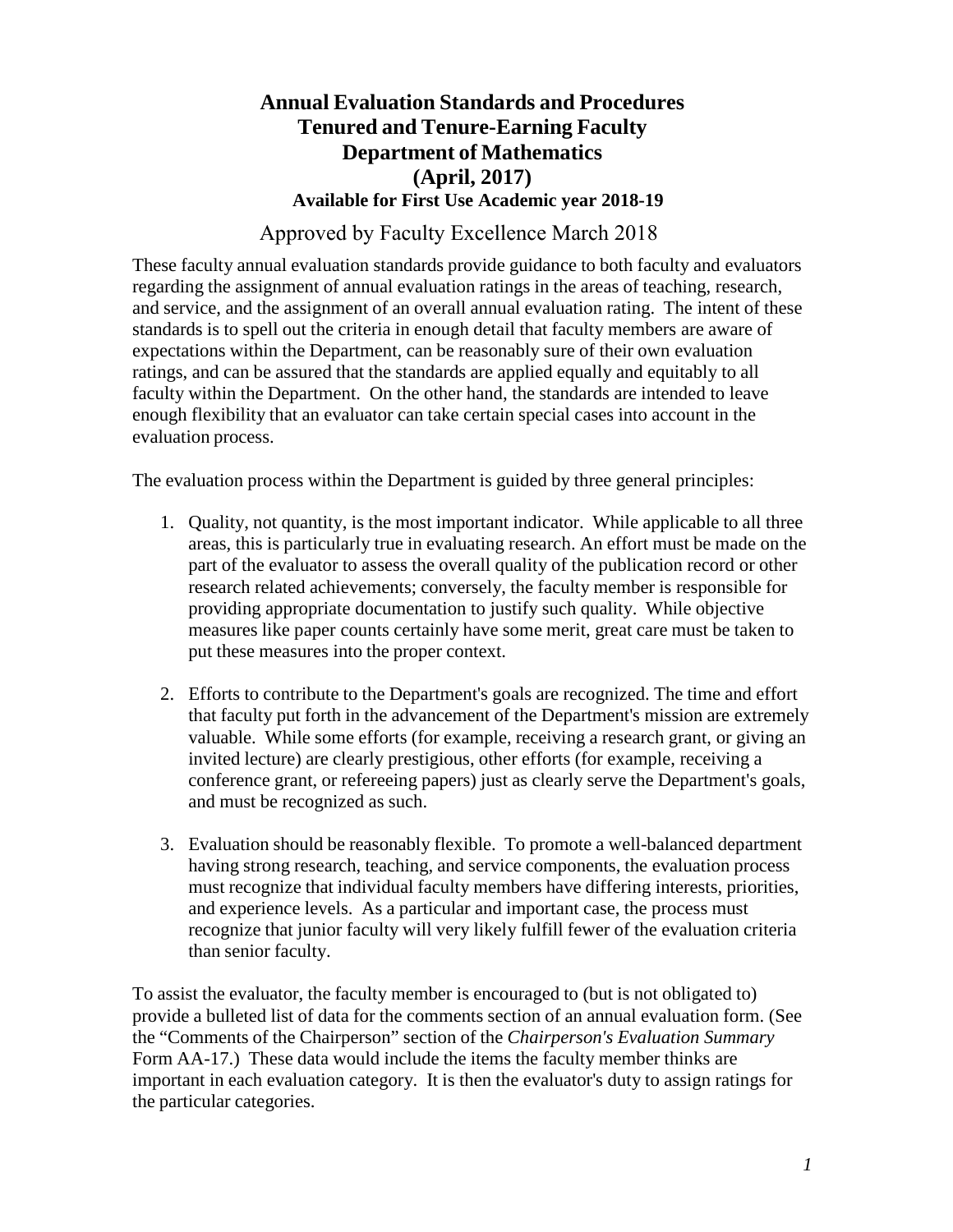# Annual Evaluation Standards and Procedures
# Tenured and Tenure-Earning Faculty
# Department of Mathematics
# (April, 2017)
### Available for First Use Academic year 2018-19

Approved by Faculty Excellence March 2018

These faculty annual evaluation standards provide guidance to both faculty and evaluators regarding the assignment of annual evaluation ratings in the areas of teaching, research, and service, and the assignment of an overall annual evaluation rating. The intent of these standards is to spell out the criteria in enough detail that faculty members are aware of expectations within the Department, can be reasonably sure of their own evaluation ratings, and can be assured that the standards are applied equally and equitably to all faculty within the Department. On the other hand, the standards are intended to leave enough flexibility that an evaluator can take certain special cases into account in the evaluation process.

The evaluation process within the Department is guided by three general principles:

1. Quality, not quantity, is the most important indicator. While applicable to all three areas, this is particularly true in evaluating research. An effort must be made on the part of the evaluator to assess the overall quality of the publication record or other research related achievements; conversely, the faculty member is responsible for providing appropriate documentation to justify such quality. While objective measures like paper counts certainly have some merit, great care must be taken to put these measures into the proper context.

2. Efforts to contribute to the Department's goals are recognized. The time and effort that faculty put forth in the advancement of the Department's mission are extremely valuable. While some efforts (for example, receiving a research grant, or giving an invited lecture) are clearly prestigious, other efforts (for example, receiving a conference grant, or refereeing papers) just as clearly serve the Department's goals, and must be recognized as such.

3. Evaluation should be reasonably flexible. To promote a well-balanced department having strong research, teaching, and service components, the evaluation process must recognize that individual faculty members have differing interests, priorities, and experience levels. As a particular and important case, the process must recognize that junior faculty will very likely fulfill fewer of the evaluation criteria than senior faculty.

To assist the evaluator, the faculty member is encouraged to (but is not obligated to) provide a bulleted list of data for the comments section of an annual evaluation form. (See the "Comments of the Chairperson" section of the *Chairperson's Evaluation Summary* Form AA-17.) These data would include the items the faculty member thinks are important in each evaluation category. It is then the evaluator's duty to assign ratings for the particular categories.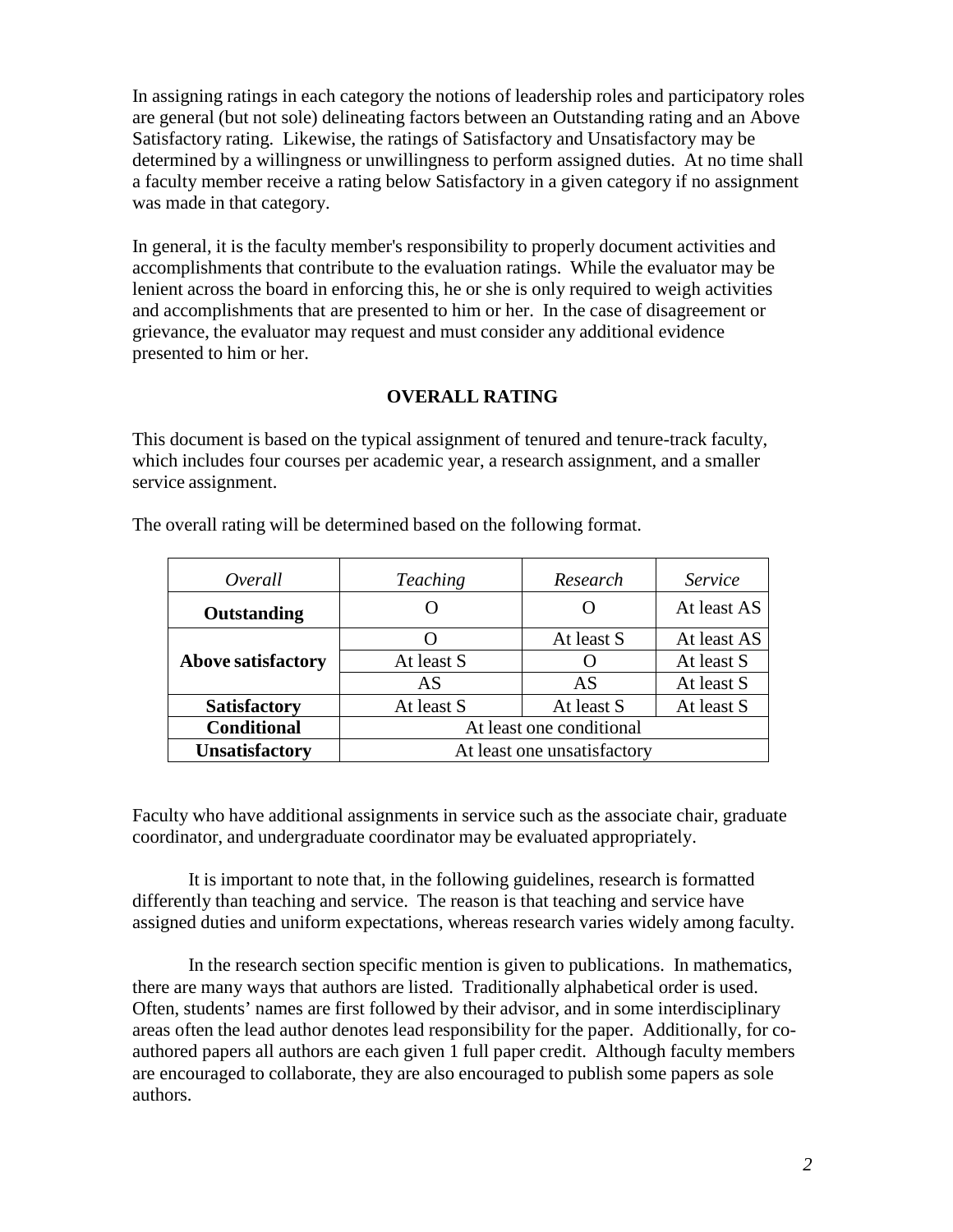In assigning ratings in each category the notions of leadership roles and participatory roles are general (but not sole) delineating factors between an Outstanding rating and an Above Satisfactory rating. Likewise, the ratings of Satisfactory and Unsatisfactory may be determined by a willingness or unwillingness to perform assigned duties. At no time shall a faculty member receive a rating below Satisfactory in a given category if no assignment was made in that category.

In general, it is the faculty member's responsibility to properly document activities and accomplishments that contribute to the evaluation ratings. While the evaluator may be lenient across the board in enforcing this, he or she is only required to weigh activities and accomplishments that are presented to him or her. In the case of disagreement or grievance, the evaluator may request and must consider any additional evidence presented to him or her.

## OVERALL RATING

This document is based on the typical assignment of tenured and tenure-track faculty, which includes four courses per academic year, a research assignment, and a smaller service assignment.

The overall rating will be determined based on the following format.

| *Overall* | *Teaching* | *Research* | *Service* |
|---|---|---|---|
| **Outstanding** | O | O | At least AS |
| **Above satisfactory** | O | At least S | At least AS |
| | At least S | O | At least S |
| | AS | AS | At least S |
| **Satisfactory** | At least S | At least S | At least S |
| **Conditional** | At least one conditional | | |
| **Unsatisfactory** | At least one unsatisfactory | | |

Faculty who have additional assignments in service such as the associate chair, graduate coordinator, and undergraduate coordinator may be evaluated appropriately.

It is important to note that, in the following guidelines, research is formatted differently than teaching and service. The reason is that teaching and service have assigned duties and uniform expectations, whereas research varies widely among faculty.

In the research section specific mention is given to publications. In mathematics, there are many ways that authors are listed. Traditionally alphabetical order is used. Often, students' names are first followed by their advisor, and in some interdisciplinary areas often the lead author denotes lead responsibility for the paper. Additionally, for co-authored papers all authors are each given 1 full paper credit. Although faculty members are encouraged to collaborate, they are also encouraged to publish some papers as sole authors.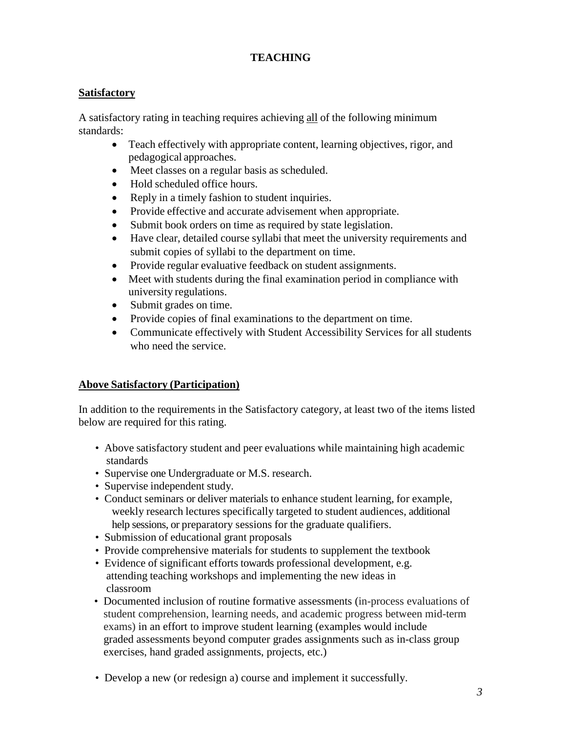# TEACHING

## Satisfactory

A satisfactory rating in teaching requires achieving all of the following minimum standards:

- Teach effectively with appropriate content, learning objectives, rigor, and pedagogical approaches.
- Meet classes on a regular basis as scheduled.
- Hold scheduled office hours.
- Reply in a timely fashion to student inquiries.
- Provide effective and accurate advisement when appropriate.
- Submit book orders on time as required by state legislation.
- Have clear, detailed course syllabi that meet the university requirements and submit copies of syllabi to the department on time.
- Provide regular evaluative feedback on student assignments.
- Meet with students during the final examination period in compliance with university regulations.
- Submit grades on time.
- Provide copies of final examinations to the department on time.
- Communicate effectively with Student Accessibility Services for all students who need the service.

## Above Satisfactory (Participation)

In addition to the requirements in the Satisfactory category, at least two of the items listed below are required for this rating.

- Above satisfactory student and peer evaluations while maintaining high academic standards
- Supervise one Undergraduate or M.S. research.
- Supervise independent study.
- Conduct seminars or deliver materials to enhance student learning, for example, weekly research lectures specifically targeted to student audiences, additional help sessions, or preparatory sessions for the graduate qualifiers.
- Submission of educational grant proposals
- Provide comprehensive materials for students to supplement the textbook
- Evidence of significant efforts towards professional development, e.g. attending teaching workshops and implementing the new ideas in classroom
- Documented inclusion of routine formative assessments (in-process evaluations of student comprehension, learning needs, and academic progress between mid-term exams) in an effort to improve student learning (examples would include graded assessments beyond computer grades assignments such as in-class group exercises, hand graded assignments, projects, etc.)
- Develop a new (or redesign a) course and implement it successfully.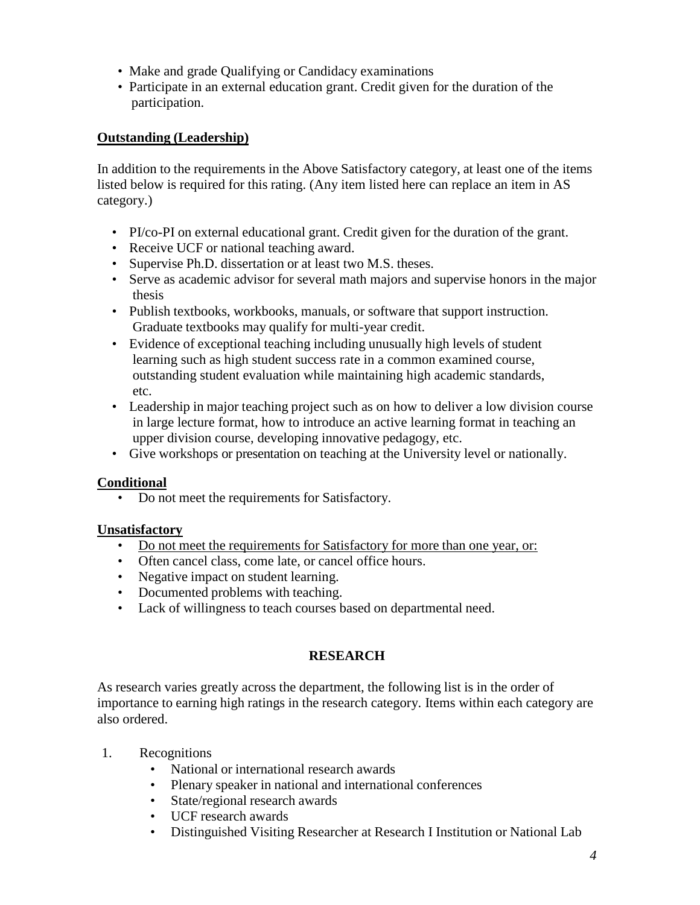- Make and grade Qualifying or Candidacy examinations
- Participate in an external education grant. Credit given for the duration of the participation.

**Outstanding (Leadership)**

In addition to the requirements in the Above Satisfactory category, at least one of the items listed below is required for this rating. (Any item listed here can replace an item in AS category.)

- PI/co-PI on external educational grant. Credit given for the duration of the grant.
- Receive UCF or national teaching award.
- Supervise Ph.D. dissertation or at least two M.S. theses.
- Serve as academic advisor for several math majors and supervise honors in the major thesis
- Publish textbooks, workbooks, manuals, or software that support instruction. Graduate textbooks may qualify for multi-year credit.
- Evidence of exceptional teaching including unusually high levels of student learning such as high student success rate in a common examined course, outstanding student evaluation while maintaining high academic standards, etc.
- Leadership in major teaching project such as on how to deliver a low division course in large lecture format, how to introduce an active learning format in teaching an upper division course, developing innovative pedagogy, etc.
- Give workshops or presentation on teaching at the University level or nationally.

**Conditional**

- Do not meet the requirements for Satisfactory.

**Unsatisfactory**

- Do not meet the requirements for Satisfactory for more than one year, or:
- Often cancel class, come late, or cancel office hours.
- Negative impact on student learning.
- Documented problems with teaching.
- Lack of willingness to teach courses based on departmental need.

## RESEARCH

As research varies greatly across the department, the following list is in the order of importance to earning high ratings in the research category. Items within each category are also ordered.

1. Recognitions
   - National or international research awards
   - Plenary speaker in national and international conferences
   - State/regional research awards
   - UCF research awards
   - Distinguished Visiting Researcher at Research I Institution or National Lab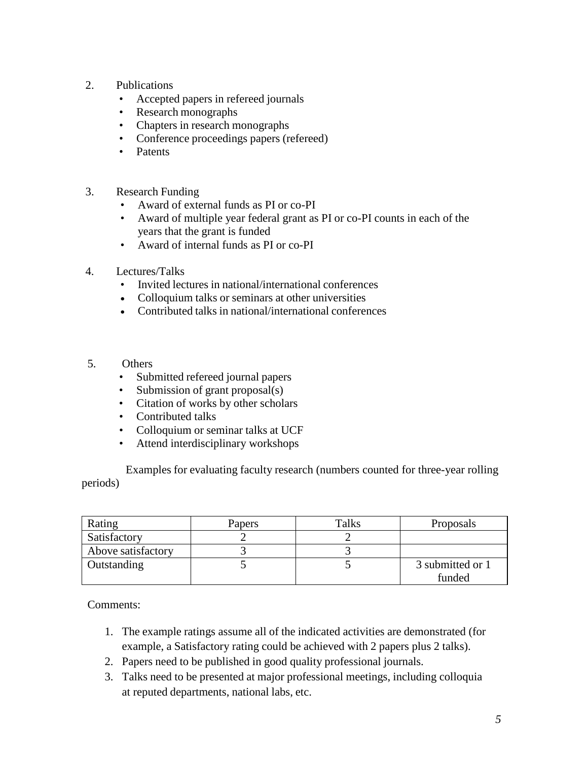2. Publications
   - Accepted papers in refereed journals
   - Research monographs
   - Chapters in research monographs
   - Conference proceedings papers (refereed)
   - Patents

3. Research Funding
   - Award of external funds as PI or co-PI
   - Award of multiple year federal grant as PI or co-PI counts in each of the years that the grant is funded
   - Award of internal funds as PI or co-PI

4. Lectures/Talks
   - Invited lectures in national/international conferences
   - Colloquium talks or seminars at other universities
   - Contributed talks in national/international conferences

5. Others
   - Submitted refereed journal papers
   - Submission of grant proposal(s)
   - Citation of works by other scholars
   - Contributed talks
   - Colloquium or seminar talks at UCF
   - Attend interdisciplinary workshops

Examples for evaluating faculty research (numbers counted for three-year rolling periods)

| Rating | Papers | Talks | Proposals |
|---|---|---|---|
| Satisfactory | 2 | 2 | |
| Above satisfactory | 3 | 3 | |
| Outstanding | 5 | 5 | 3 submitted or 1 funded |

Comments:

1. The example ratings assume all of the indicated activities are demonstrated (for example, a Satisfactory rating could be achieved with 2 papers plus 2 talks).
2. Papers need to be published in good quality professional journals.
3. Talks need to be presented at major professional meetings, including colloquia at reputed departments, national labs, etc.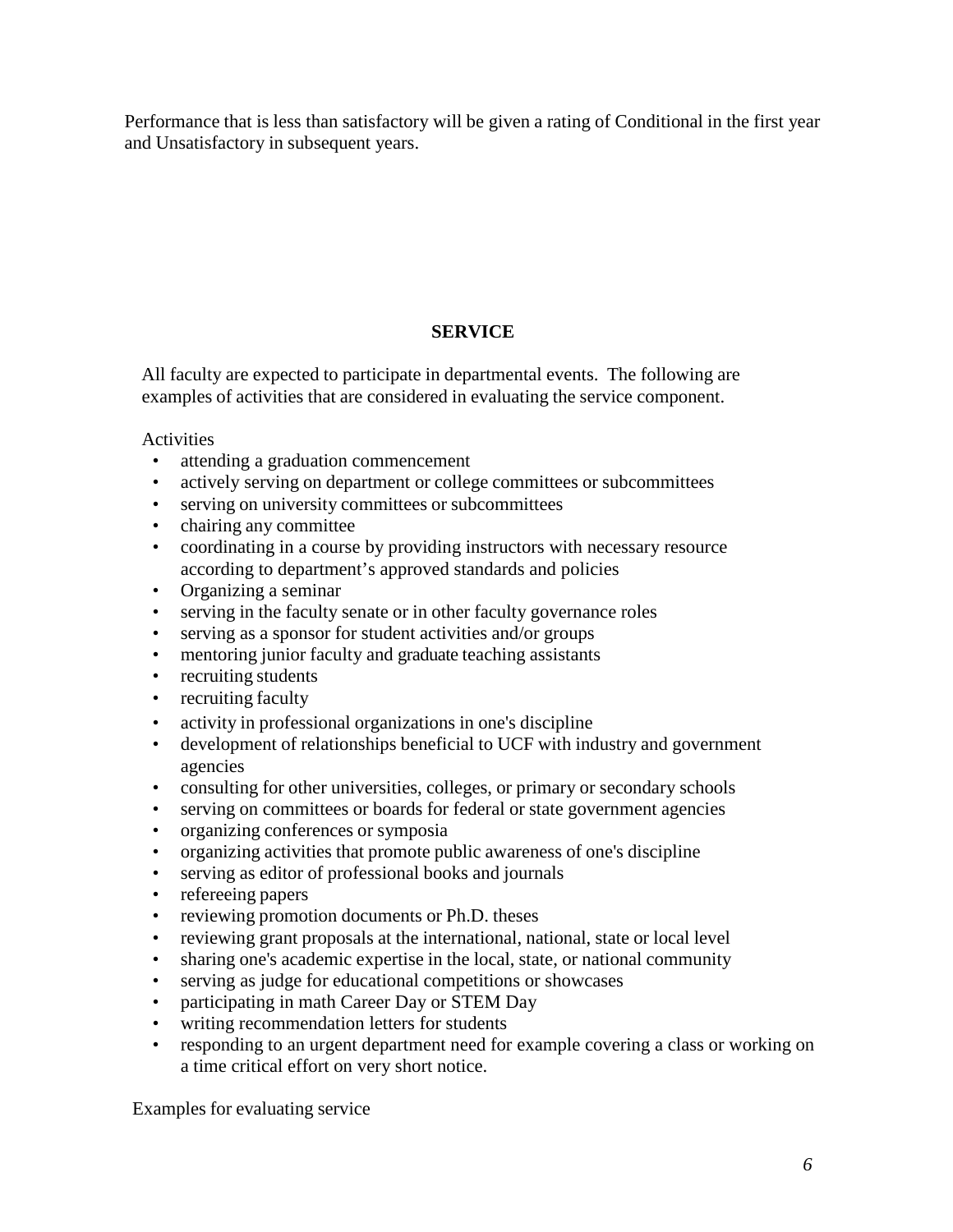Performance that is less than satisfactory will be given a rating of Conditional in the first year and Unsatisfactory in subsequent years.

## SERVICE

All faculty are expected to participate in departmental events. The following are examples of activities that are considered in evaluating the service component.

Activities

- attending a graduation commencement
- actively serving on department or college committees or subcommittees
- serving on university committees or subcommittees
- chairing any committee
- coordinating in a course by providing instructors with necessary resource according to department's approved standards and policies
- Organizing a seminar
- serving in the faculty senate or in other faculty governance roles
- serving as a sponsor for student activities and/or groups
- mentoring junior faculty and graduate teaching assistants
- recruiting students
- recruiting faculty
- activity in professional organizations in one's discipline
- development of relationships beneficial to UCF with industry and government agencies
- consulting for other universities, colleges, or primary or secondary schools
- serving on committees or boards for federal or state government agencies
- organizing conferences or symposia
- organizing activities that promote public awareness of one's discipline
- serving as editor of professional books and journals
- refereeing papers
- reviewing promotion documents or Ph.D. theses
- reviewing grant proposals at the international, national, state or local level
- sharing one's academic expertise in the local, state, or national community
- serving as judge for educational competitions or showcases
- participating in math Career Day or STEM Day
- writing recommendation letters for students
- responding to an urgent department need for example covering a class or working on a time critical effort on very short notice.

Examples for evaluating service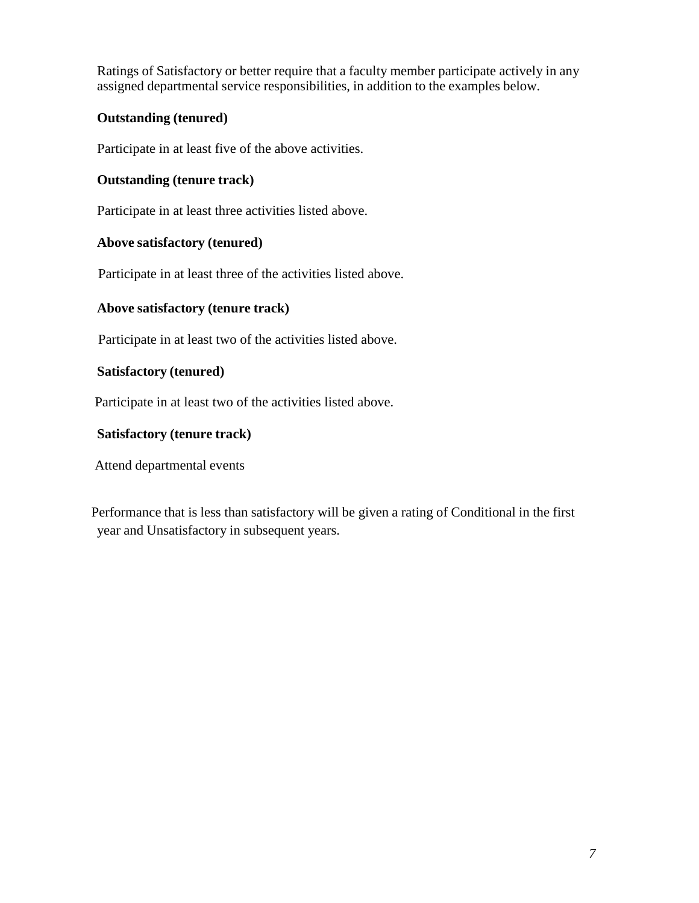Ratings of Satisfactory or better require that a faculty member participate actively in any assigned departmental service responsibilities, in addition to the examples below.

**Outstanding (tenured)**

Participate in at least five of the above activities.

**Outstanding (tenure track)**

Participate in at least three activities listed above.

**Above satisfactory (tenured)**

Participate in at least three of the activities listed above.

**Above satisfactory (tenure track)**

Participate in at least two of the activities listed above.

**Satisfactory (tenured)**

Participate in at least two of the activities listed above.

**Satisfactory (tenure track)**

Attend departmental events

Performance that is less than satisfactory will be given a rating of Conditional in the first year and Unsatisfactory in subsequent years.